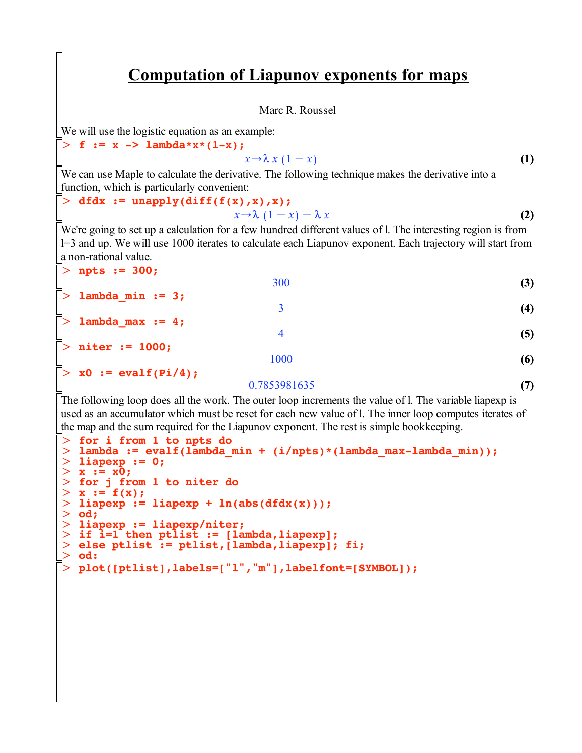# Computation of Liapunov exponents for maps

Marc R. Roussel

We will use the logistic equation as an example:

```
> f := x -> lambda*x*(1-x);
```

$$x \to \lambda\, x\, (1 - x) \tag{1}$$

We can use Maple to calculate the derivative. The following technique makes the derivative into a function, which is particularly convenient:

```
> dfdx := unapply(diff(f(x),x),x);
```

$$x \to \lambda\, (1 - x) - \lambda\, x \tag{2}$$

We're going to set up a calculation for a few hundred different values of l. The interesting region is from l=3 and up. We will use 1000 iterates to calculate each Liapunov exponent. Each trajectory will start from a non-rational value.

```
> npts := 300;
```

$$300 \tag{3}$$

```
> lambda_min := 3;
```

$$3 \tag{4}$$

```
> lambda_max := 4;
```

$$4 \tag{5}$$

```
> niter := 1000;
```

$$1000 \tag{6}$$

```
> x0 := evalf(Pi/4);
```

$$0.7853981635 \tag{7}$$

The following loop does all the work. The outer loop increments the value of l. The variable liapexp is used as an accumulator which must be reset for each new value of l. The inner loop computes iterates of the map and the sum required for the Liapunov exponent. The rest is simple bookkeeping.

```
> for i from 1 to npts do
> lambda := evalf(lambda_min + (i/npts)*(lambda_max-lambda_min));
> liapexp := 0;
> x := x0;
> for j from 1 to niter do
> x := f(x);
> liapexp := liapexp + ln(abs(dfdx(x)));
> od;
> liapexp := liapexp/niter;
> if i=1 then ptlist := [lambda,liapexp];
> else ptlist := ptlist,[lambda,liapexp]; fi;
> od:
> plot([ptlist],labels=["l","m"],labelfont=[SYMBOL]);
```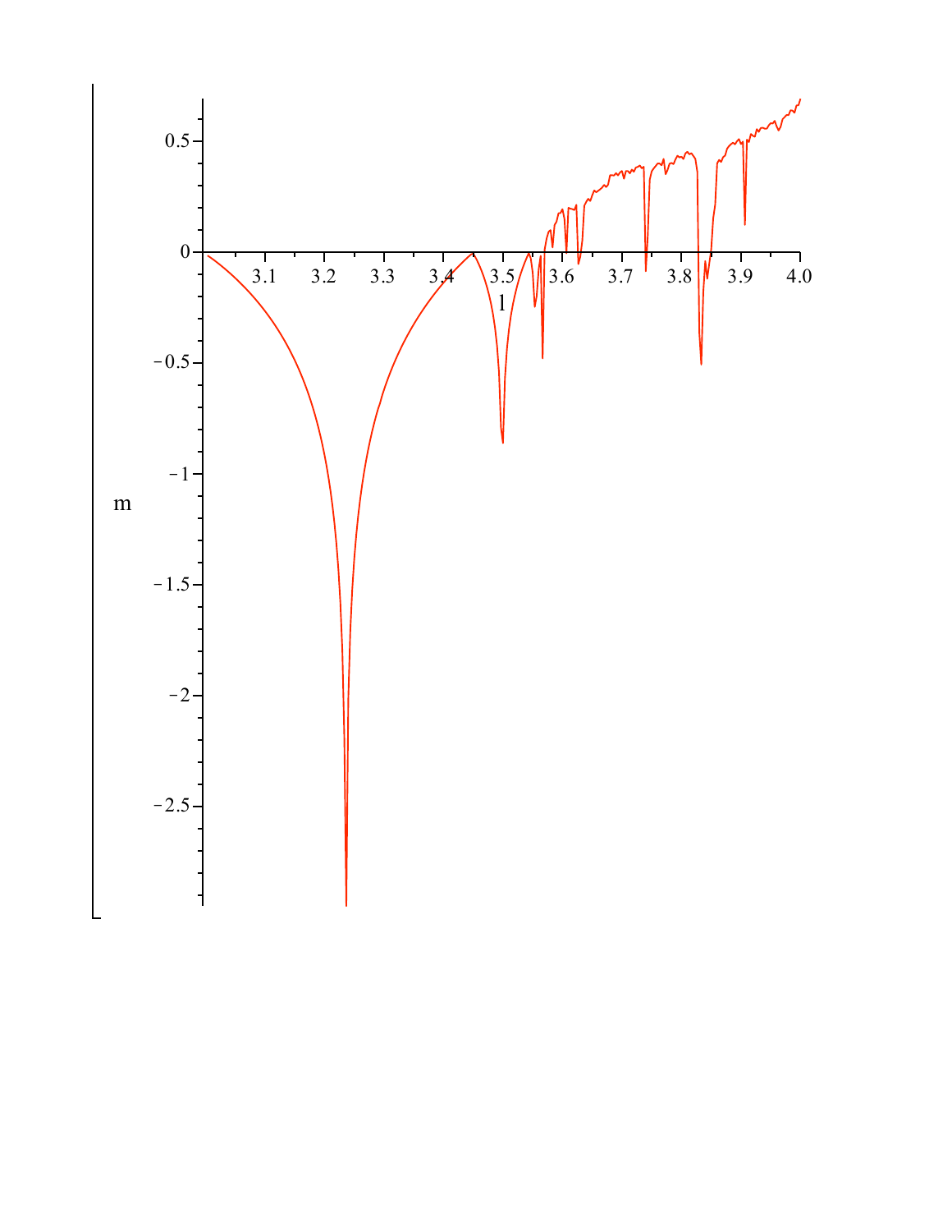0.5
0
-0.5
-1
-1.5
-2
-2.5
m

3.1
3.2
3.3
3.4
3.5
3.6
3.7
3.8
3.9
4.0
l